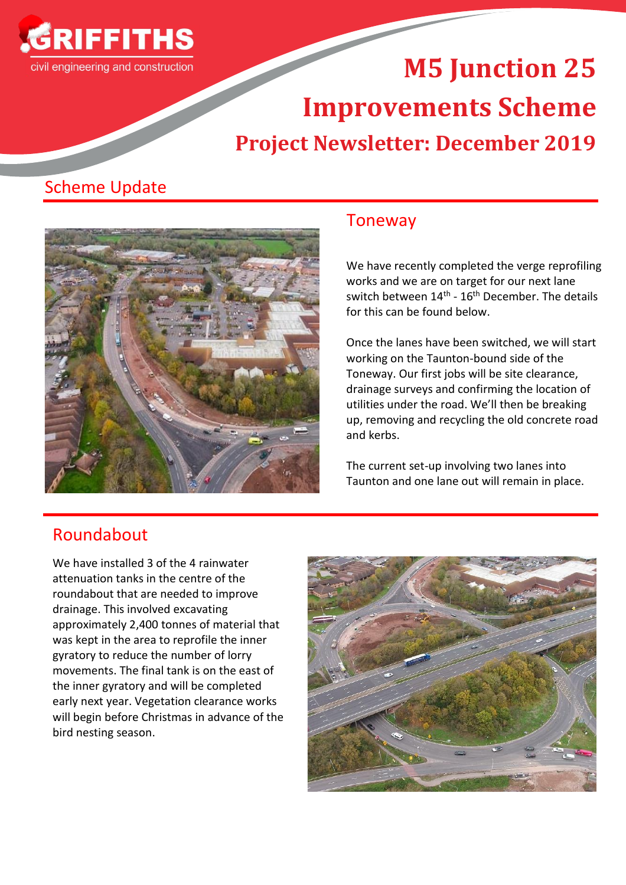GRIFFITHS
civil engineering and construction

# M5 Junction 25 Improvements Scheme

## Project Newsletter: December 2019

## Scheme Update

### Toneway

We have recently completed the verge reprofiling works and we are on target for our next lane switch between 14th - 16th December. The details for this can be found below.

Once the lanes have been switched, we will start working on the Taunton-bound side of the Toneway. Our first jobs will be site clearance, drainage surveys and confirming the location of utilities under the road. We'll then be breaking up, removing and recycling the old concrete road and kerbs.

The current set-up involving two lanes into Taunton and one lane out will remain in place.

### Roundabout

We have installed 3 of the 4 rainwater attenuation tanks in the centre of the roundabout that are needed to improve drainage. This involved excavating approximately 2,400 tonnes of material that was kept in the area to reprofile the inner gyratory to reduce the number of lorry movements. The final tank is on the east of the inner gyratory and will be completed early next year. Vegetation clearance works will begin before Christmas in advance of the bird nesting season.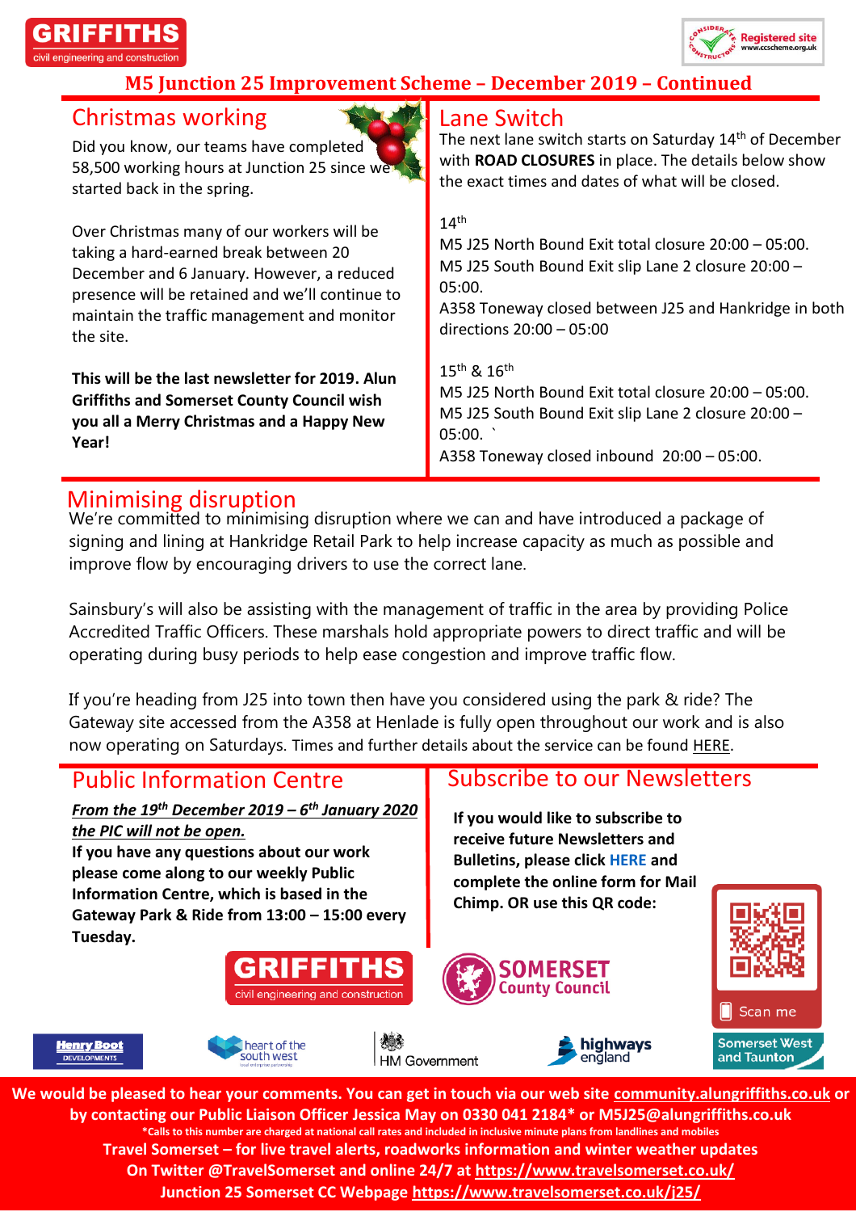# M5 Junction 25 Improvement Scheme – December 2019 – Continued

## Christmas working

Did you know, our teams have completed 58,500 working hours at Junction 25 since we started back in the spring.

Over Christmas many of our workers will be taking a hard-earned break between 20 December and 6 January. However, a reduced presence will be retained and we'll continue to maintain the traffic management and monitor the site.

**This will be the last newsletter for 2019. Alun Griffiths and Somerset County Council wish you all a Merry Christmas and a Happy New Year!**

## Lane Switch

The next lane switch starts on Saturday 14th of December with **ROAD CLOSURES** in place. The details below show the exact times and dates of what will be closed.

14th

M5 J25 North Bound Exit total closure 20:00 – 05:00.
M5 J25 South Bound Exit slip Lane 2 closure 20:00 – 05:00.
A358 Toneway closed between J25 and Hankridge in both directions 20:00 – 05:00

15th & 16th

M5 J25 North Bound Exit total closure 20:00 – 05:00.
M5 J25 South Bound Exit slip Lane 2 closure 20:00 – 05:00. `
A358 Toneway closed inbound 20:00 – 05:00.

## Minimising disruption

We're committed to minimising disruption where we can and have introduced a package of signing and lining at Hankridge Retail Park to help increase capacity as much as possible and improve flow by encouraging drivers to use the correct lane.

Sainsbury's will also be assisting with the management of traffic in the area by providing Police Accredited Traffic Officers. These marshals hold appropriate powers to direct traffic and will be operating during busy periods to help ease congestion and improve traffic flow.

If you're heading from J25 into town then have you considered using the park & ride? The Gateway site accessed from the A358 at Henlade is fully open throughout our work and is also now operating on Saturdays. Times and further details about the service can be found HERE.

## Public Information Centre

***From the 19th December 2019 – 6th January 2020 the PIC will not be open.***

**If you have any questions about our work please come along to our weekly Public Information Centre, which is based in the Gateway Park & Ride from 13:00 – 15:00 every Tuesday.**

## Subscribe to our Newsletters

**If you would like to subscribe to receive future Newsletters and Bulletins, please click HERE and complete the online form for Mail Chimp. OR use this QR code:**

Scan me

**We would be pleased to hear your comments. You can get in touch via our web site community.alungriffiths.co.uk or by contacting our Public Liaison Officer Jessica May on 0330 041 2184* or M5J25@alungriffiths.co.uk**

*Calls to this number are charged at national call rates and included in inclusive minute plans from landlines and mobiles

**Travel Somerset – for live travel alerts, roadworks information and winter weather updates**
**On Twitter @TravelSomerset and online 24/7 at https://www.travelsomerset.co.uk/**
**Junction 25 Somerset CC Webpage https://www.travelsomerset.co.uk/j25/**